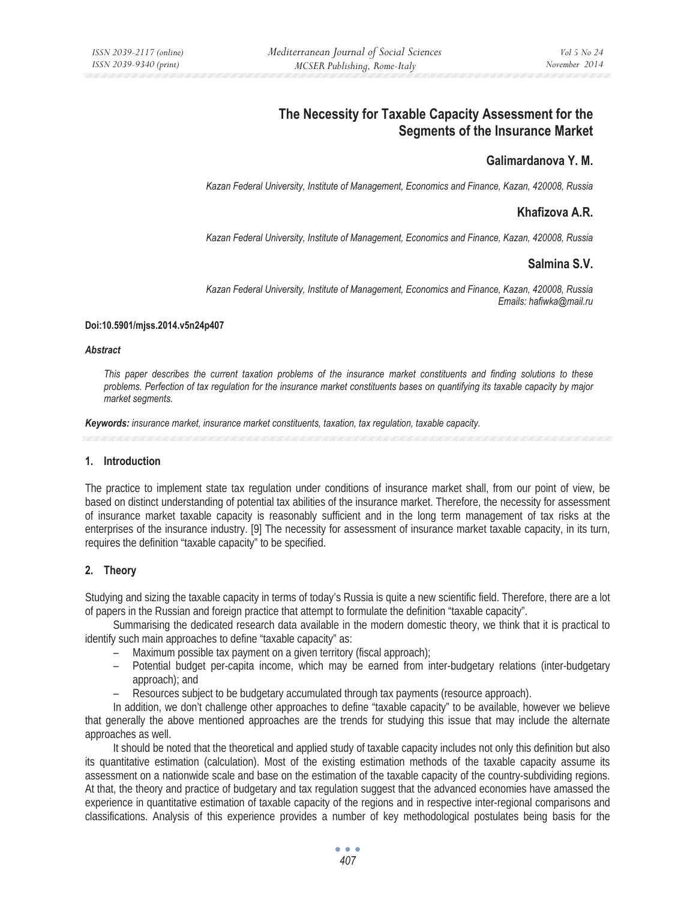# The Necessity for Taxable Capacity Assessment for the Segments of the Insurance Market

**Galimardanova Y. M.**

*Kazan Federal University, Institute of Management, Economics and Finance, Kazan, 420008, Russia*

**Khafizova A.R.**

*Kazan Federal University, Institute of Management, Economics and Finance, Kazan, 420008, Russia*

**Salmina S.V.**

*Kazan Federal University, Institute of Management, Economics and Finance, Kazan, 420008, Russia*
*Emails: hafiwka@mail.ru*

**Doi:10.5901/mjss.2014.v5n24p407**

***Abstract***

*This paper describes the current taxation problems of the insurance market constituents and finding solutions to these problems. Perfection of tax regulation for the insurance market constituents bases on quantifying its taxable capacity by major market segments.*

***Keywords:*** *insurance market, insurance market constituents, taxation, tax regulation, taxable capacity.*

## 1. Introduction

The practice to implement state tax regulation under conditions of insurance market shall, from our point of view, be based on distinct understanding of potential tax abilities of the insurance market. Therefore, the necessity for assessment of insurance market taxable capacity is reasonably sufficient and in the long term management of tax risks at the enterprises of the insurance industry. [9] The necessity for assessment of insurance market taxable capacity, in its turn, requires the definition "taxable capacity" to be specified.

## 2. Theory

Studying and sizing the taxable capacity in terms of today's Russia is quite a new scientific field. Therefore, there are a lot of papers in the Russian and foreign practice that attempt to formulate the definition "taxable capacity".

Summarising the dedicated research data available in the modern domestic theory, we think that it is practical to identify such main approaches to define "taxable capacity" as:

- Maximum possible tax payment on a given territory (fiscal approach);
- Potential budget per-capita income, which may be earned from inter-budgetary relations (inter-budgetary approach); and
- Resources subject to be budgetary accumulated through tax payments (resource approach).

In addition, we don't challenge other approaches to define "taxable capacity" to be available, however we believe that generally the above mentioned approaches are the trends for studying this issue that may include the alternate approaches as well.

It should be noted that the theoretical and applied study of taxable capacity includes not only this definition but also its quantitative estimation (calculation). Most of the existing estimation methods of the taxable capacity assume its assessment on a nationwide scale and base on the estimation of the taxable capacity of the country-subdividing regions. At that, the theory and practice of budgetary and tax regulation suggest that the advanced economies have amassed the experience in quantitative estimation of taxable capacity of the regions and in respective inter-regional comparisons and classifications. Analysis of this experience provides a number of key methodological postulates being basis for the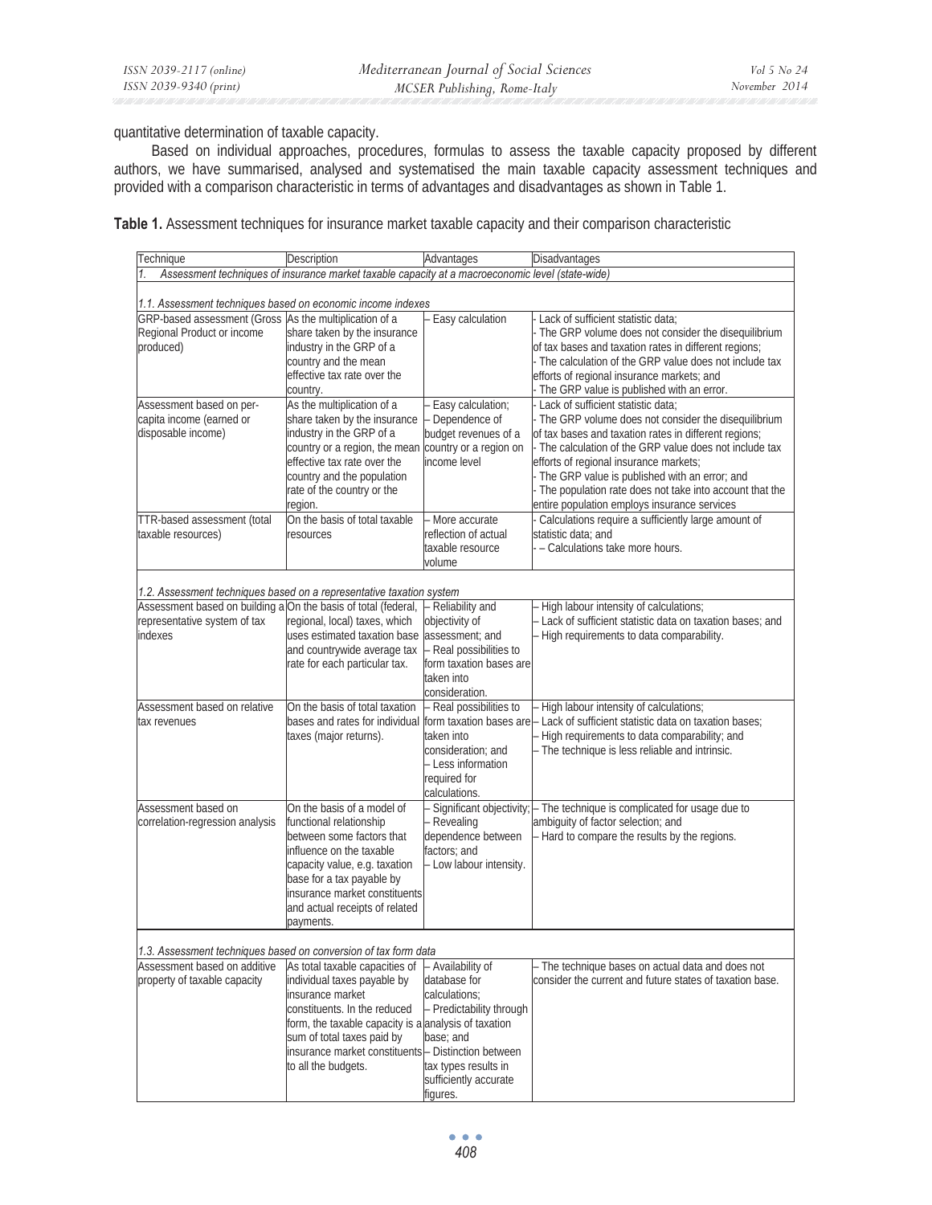quantitative determination of taxable capacity.

Based on individual approaches, procedures, formulas to assess the taxable capacity proposed by different authors, we have summarised, analysed and systematised the main taxable capacity assessment techniques and provided with a comparison characteristic in terms of advantages and disadvantages as shown in Table 1.

**Table 1.** Assessment techniques for insurance market taxable capacity and their comparison characteristic

| Technique | Description | Advantages | Disadvantages |
|---|---|---|---|
| *1. Assessment techniques of insurance market taxable capacity at a macroeconomic level (state-wide)* | | | |
| *1.1. Assessment techniques based on economic income indexes* | | | |
| GRP-based assessment (Gross Regional Product or income produced) | As the multiplication of a share taken by the insurance industry in the GRP of a country and the mean effective tax rate over the country. | – Easy calculation | - Lack of sufficient statistic data;<br>- The GRP volume does not consider the disequilibrium of tax bases and taxation rates in different regions;<br>- The calculation of the GRP value does not include tax efforts of regional insurance markets; and<br>- The GRP value is published with an error. |
| Assessment based on per-capita income (earned or disposable income) | As the multiplication of a share taken by the insurance industry in the GRP of a country or a region, the mean effective tax rate over the country and the population rate of the country or the region. | – Easy calculation;<br>– Dependence of budget revenues of a country or a region on income level | - Lack of sufficient statistic data;<br>- The GRP volume does not consider the disequilibrium of tax bases and taxation rates in different regions;<br>- The calculation of the GRP value does not include tax efforts of regional insurance markets;<br>- The GRP value is published with an error; and<br>- The population rate does not take into account that the entire population employs insurance services |
| TTR-based assessment (total taxable resources) | On the basis of total taxable resources | – More accurate reflection of actual taxable resource volume | - Calculations require a sufficiently large amount of statistic data; and<br>- – Calculations take more hours. |
| *1.2. Assessment techniques based on a representative taxation system* | | | |
| Assessment based on building a representative system of tax indexes | On the basis of total (federal, regional, local) taxes, which uses estimated taxation base and countrywide average tax rate for each particular tax. | – Reliability and objectivity of assessment; and<br>– Real possibilities to form taxation bases are taken into consideration. | – High labour intensity of calculations;<br>– Lack of sufficient statistic data on taxation bases; and<br>– High requirements to data comparability. |
| Assessment based on relative tax revenues | On the basis of total taxation bases and rates for individual taxes (major returns). | – Real possibilities to form taxation bases are taken into consideration; and<br>– Less information required for calculations. | – High labour intensity of calculations;<br>– Lack of sufficient statistic data on taxation bases;<br>– High requirements to data comparability; and<br>– The technique is less reliable and intrinsic. |
| Assessment based on correlation-regression analysis | On the basis of a model of functional relationship between some factors that influence on the taxable capacity value, e.g. taxation base for a tax payable by insurance market constituents and actual receipts of related payments. | – Significant objectivity;<br>– Revealing dependence between factors; and<br>– Low labour intensity. | – The technique is complicated for usage due to ambiguity of factor selection; and<br>– Hard to compare the results by the regions. |
| *1.3. Assessment techniques based on conversion of tax form data* | | | |
| Assessment based on additive property of taxable capacity | As total taxable capacities of individual taxes payable by insurance market constituents. In the reduced form, the taxable capacity is a sum of total taxes paid by insurance market constituents to all the budgets. | – Availability of database for calculations;<br>– Predictability through analysis of taxation base; and<br>– Distinction between tax types results in sufficiently accurate figures. | – The technique bases on actual data and does not consider the current and future states of taxation base. |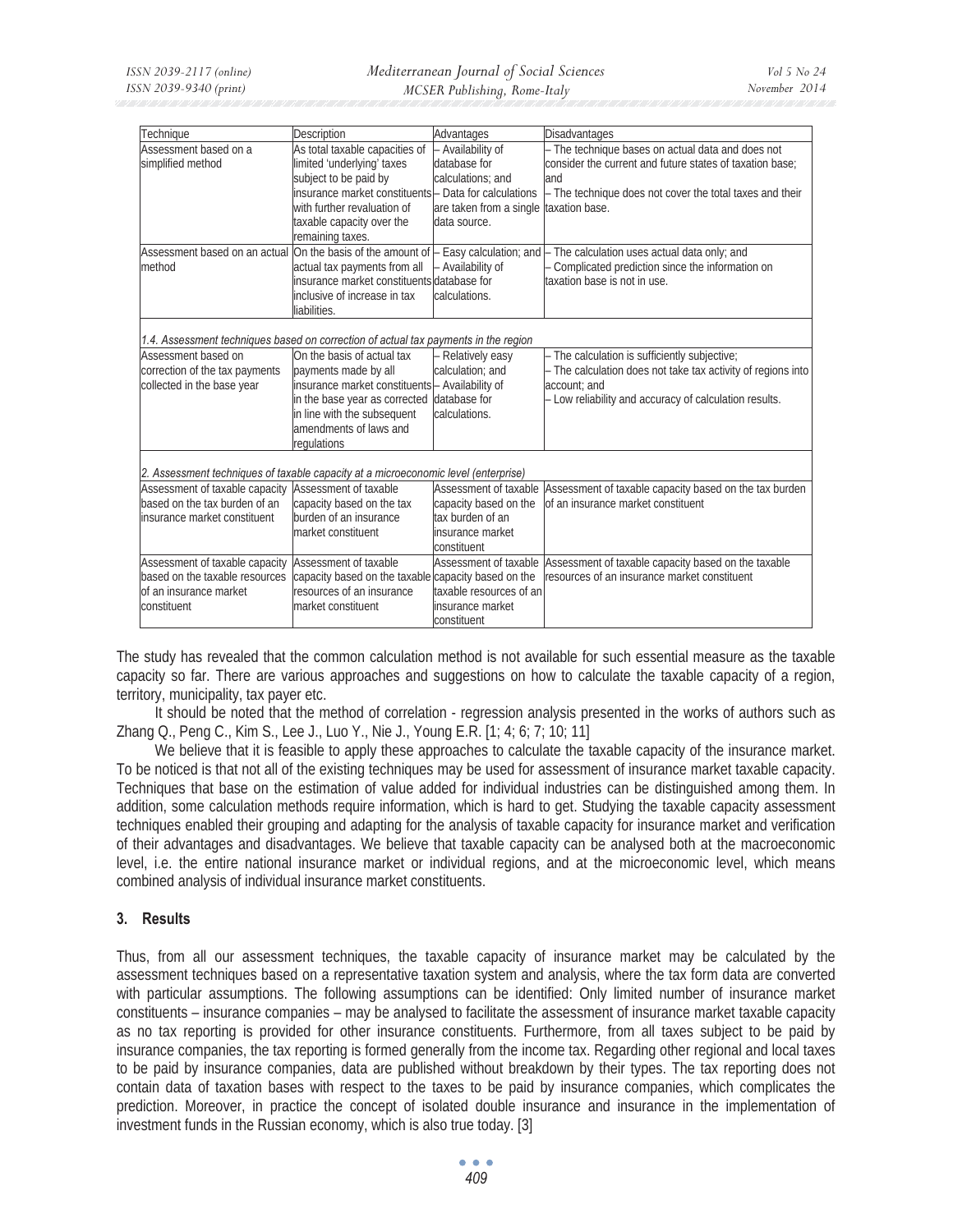| Technique | Description | Advantages | Disadvantages |
|---|---|---|---|
| Assessment based on a simplified method | As total taxable capacities of limited 'underlying' taxes subject to be paid by insurance market constituents with further revaluation of taxable capacity over the remaining taxes. | – Availability of database for calculations; and – Data for calculations are taken from a single data source. | – The technique bases on actual data and does not consider the current and future states of taxation base; and – The technique does not cover the total taxes and their taxation base. |
| Assessment based on an actual method | On the basis of the amount of actual tax payments from all insurance market constituents inclusive of increase in tax liabilities. | – Easy calculation; and – Availability of database for calculations. | – The calculation uses actual data only; and – Complicated prediction since the information on taxation base is not in use. |
| *1.4. Assessment techniques based on correction of actual tax payments in the region* | | | |
| Assessment based on correction of the tax payments collected in the base year | On the basis of actual tax payments made by all insurance market constituents in the base year as corrected in line with the subsequent amendments of laws and regulations | – Relatively easy calculation; and – Availability of database for calculations. | – The calculation is sufficiently subjective; – The calculation does not take tax activity of regions into account; and – Low reliability and accuracy of calculation results. |
| *2. Assessment techniques of taxable capacity at a microeconomic level (enterprise)* | | | |
| Assessment of taxable capacity based on the tax burden of an insurance market constituent | Assessment of taxable capacity based on the tax burden of an insurance market constituent | Assessment of taxable capacity based on the tax burden of an insurance market constituent | Assessment of taxable capacity based on the tax burden of an insurance market constituent |
| Assessment of taxable capacity based on the taxable resources of an insurance market constituent | Assessment of taxable capacity based on the taxable resources of an insurance market constituent | Assessment of taxable capacity based on the taxable resources of an insurance market constituent | Assessment of taxable capacity based on the taxable resources of an insurance market constituent |

The study has revealed that the common calculation method is not available for such essential measure as the taxable capacity so far. There are various approaches and suggestions on how to calculate the taxable capacity of a region, territory, municipality, tax payer etc.

It should be noted that the method of correlation - regression analysis presented in the works of authors such as Zhang Q., Peng C., Kim S., Lee J., Luo Y., Nie J., Young E.R. [1; 4; 6; 7; 10; 11]

We believe that it is feasible to apply these approaches to calculate the taxable capacity of the insurance market. To be noticed is that not all of the existing techniques may be used for assessment of insurance market taxable capacity. Techniques that base on the estimation of value added for individual industries can be distinguished among them. In addition, some calculation methods require information, which is hard to get. Studying the taxable capacity assessment techniques enabled their grouping and adapting for the analysis of taxable capacity for insurance market and verification of their advantages and disadvantages. We believe that taxable capacity can be analysed both at the macroeconomic level, i.e. the entire national insurance market or individual regions, and at the microeconomic level, which means combined analysis of individual insurance market constituents.

## 3. Results

Thus, from all our assessment techniques, the taxable capacity of insurance market may be calculated by the assessment techniques based on a representative taxation system and analysis, where the tax form data are converted with particular assumptions. The following assumptions can be identified: Only limited number of insurance market constituents – insurance companies – may be analysed to facilitate the assessment of insurance market taxable capacity as no tax reporting is provided for other insurance constituents. Furthermore, from all taxes subject to be paid by insurance companies, the tax reporting is formed generally from the income tax. Regarding other regional and local taxes to be paid by insurance companies, data are published without breakdown by their types. The tax reporting does not contain data of taxation bases with respect to the taxes to be paid by insurance companies, which complicates the prediction. Moreover, in practice the concept of isolated double insurance and insurance in the implementation of investment funds in the Russian economy, which is also true today. [3]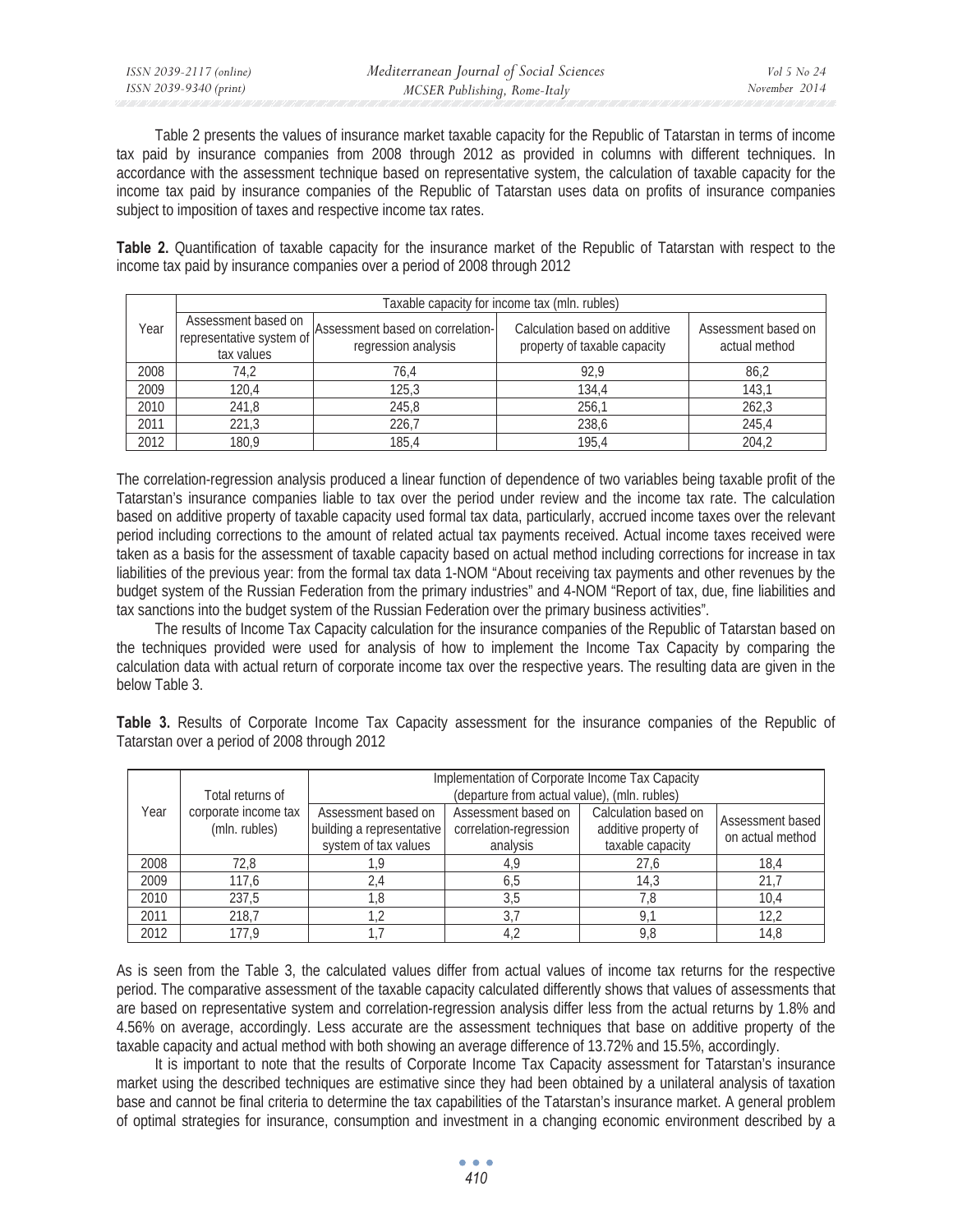Table 2 presents the values of insurance market taxable capacity for the Republic of Tatarstan in terms of income tax paid by insurance companies from 2008 through 2012 as provided in columns with different techniques. In accordance with the assessment technique based on representative system, the calculation of taxable capacity for the income tax paid by insurance companies of the Republic of Tatarstan uses data on profits of insurance companies subject to imposition of taxes and respective income tax rates.

**Table 2.** Quantification of taxable capacity for the insurance market of the Republic of Tatarstan with respect to the income tax paid by insurance companies over a period of 2008 through 2012

| Year | Taxable capacity for income tax (mln. rubles) | | | |
|---|---|---|---|---|
| | Assessment based on representative system of tax values | Assessment based on correlation-regression analysis | Calculation based on additive property of taxable capacity | Assessment based on actual method |
| 2008 | 74,2 | 76,4 | 92,9 | 86,2 |
| 2009 | 120,4 | 125,3 | 134,4 | 143,1 |
| 2010 | 241,8 | 245,8 | 256,1 | 262,3 |
| 2011 | 221,3 | 226,7 | 238,6 | 245,4 |
| 2012 | 180,9 | 185,4 | 195,4 | 204,2 |

The correlation-regression analysis produced a linear function of dependence of two variables being taxable profit of the Tatarstan's insurance companies liable to tax over the period under review and the income tax rate. The calculation based on additive property of taxable capacity used formal tax data, particularly, accrued income taxes over the relevant period including corrections to the amount of related actual tax payments received. Actual income taxes received were taken as a basis for the assessment of taxable capacity based on actual method including corrections for increase in tax liabilities of the previous year: from the formal tax data 1-NOM "About receiving tax payments and other revenues by the budget system of the Russian Federation from the primary industries" and 4-NOM "Report of tax, due, fine liabilities and tax sanctions into the budget system of the Russian Federation over the primary business activities".

The results of Income Tax Capacity calculation for the insurance companies of the Republic of Tatarstan based on the techniques provided were used for analysis of how to implement the Income Tax Capacity by comparing the calculation data with actual return of corporate income tax over the respective years. The resulting data are given in the below Table 3.

**Table 3.** Results of Corporate Income Tax Capacity assessment for the insurance companies of the Republic of Tatarstan over a period of 2008 through 2012

| Year | Total returns of corporate income tax (mln. rubles) | Implementation of Corporate Income Tax Capacity (departure from actual value), (mln. rubles) | | | |
|---|---|---|---|---|---|
| | | Assessment based on building a representative system of tax values | Assessment based on correlation-regression analysis | Calculation based on additive property of taxable capacity | Assessment based on actual method |
| 2008 | 72,8 | 1,9 | 4,9 | 27,6 | 18,4 |
| 2009 | 117,6 | 2,4 | 6,5 | 14,3 | 21,7 |
| 2010 | 237,5 | 1,8 | 3,5 | 7,8 | 10,4 |
| 2011 | 218,7 | 1,2 | 3,7 | 9,1 | 12,2 |
| 2012 | 177,9 | 1,7 | 4,2 | 9,8 | 14,8 |

As is seen from the Table 3, the calculated values differ from actual values of income tax returns for the respective period. The comparative assessment of the taxable capacity calculated differently shows that values of assessments that are based on representative system and correlation-regression analysis differ less from the actual returns by 1.8% and 4.56% on average, accordingly. Less accurate are the assessment techniques that base on additive property of the taxable capacity and actual method with both showing an average difference of 13.72% and 15.5%, accordingly.

It is important to note that the results of Corporate Income Tax Capacity assessment for Tatarstan's insurance market using the described techniques are estimative since they had been obtained by a unilateral analysis of taxation base and cannot be final criteria to determine the tax capabilities of the Tatarstan's insurance market. A general problem of optimal strategies for insurance, consumption and investment in a changing economic environment described by a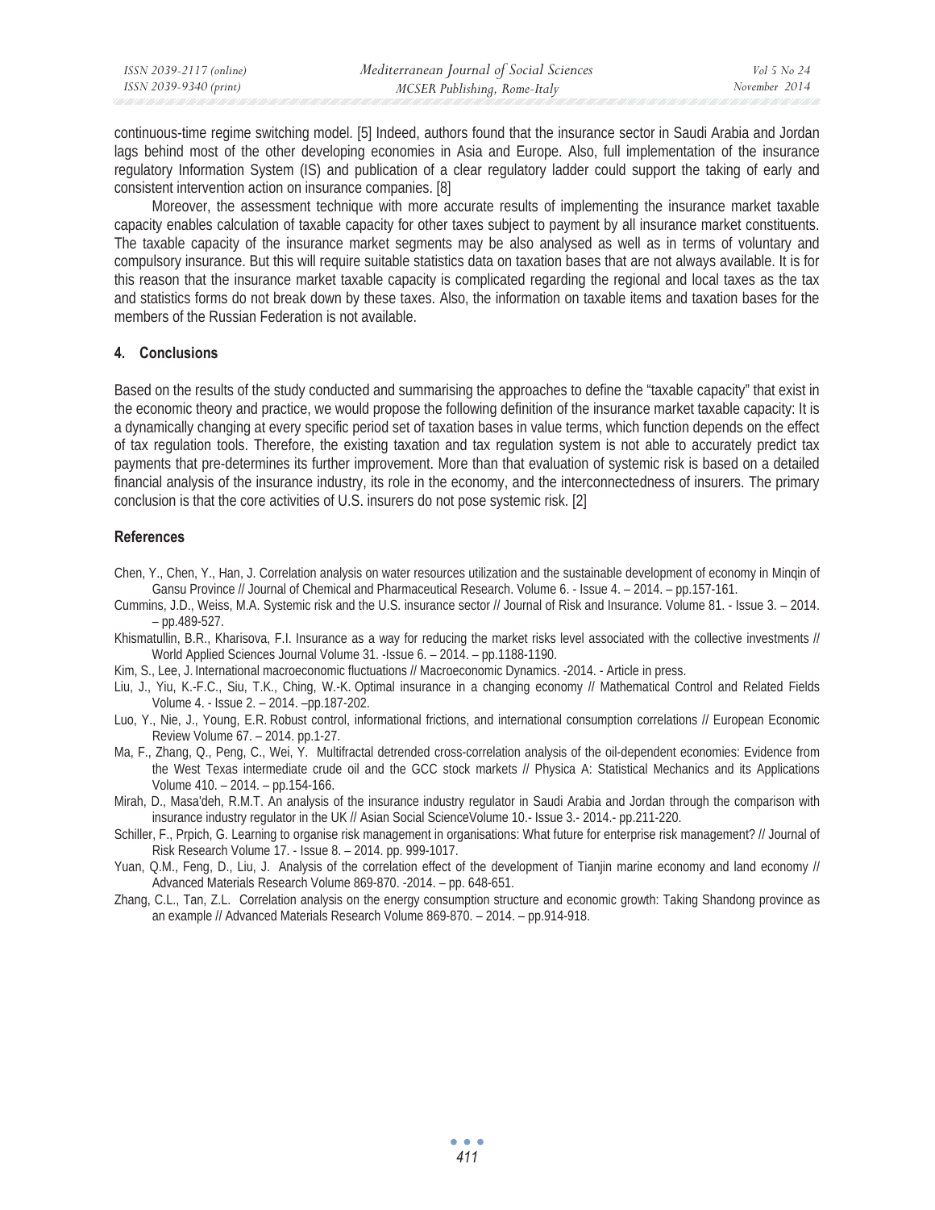continuous-time regime switching model. [5] Indeed, authors found that the insurance sector in Saudi Arabia and Jordan lags behind most of the other developing economies in Asia and Europe. Also, full implementation of the insurance regulatory Information System (IS) and publication of a clear regulatory ladder could support the taking of early and consistent intervention action on insurance companies. [8]

Moreover, the assessment technique with more accurate results of implementing the insurance market taxable capacity enables calculation of taxable capacity for other taxes subject to payment by all insurance market constituents. The taxable capacity of the insurance market segments may be also analysed as well as in terms of voluntary and compulsory insurance. But this will require suitable statistics data on taxation bases that are not always available. It is for this reason that the insurance market taxable capacity is complicated regarding the regional and local taxes as the tax and statistics forms do not break down by these taxes. Also, the information on taxable items and taxation bases for the members of the Russian Federation is not available.

## 4. Conclusions

Based on the results of the study conducted and summarising the approaches to define the "taxable capacity" that exist in the economic theory and practice, we would propose the following definition of the insurance market taxable capacity: It is a dynamically changing at every specific period set of taxation bases in value terms, which function depends on the effect of tax regulation tools. Therefore, the existing taxation and tax regulation system is not able to accurately predict tax payments that pre-determines its further improvement. More than that evaluation of systemic risk is based on a detailed financial analysis of the insurance industry, its role in the economy, and the interconnectedness of insurers. The primary conclusion is that the core activities of U.S. insurers do not pose systemic risk. [2]

## References

Chen, Y., Chen, Y., Han, J. Correlation analysis on water resources utilization and the sustainable development of economy in Minqin of Gansu Province // Journal of Chemical and Pharmaceutical Research. Volume 6. - Issue 4. – 2014. – pp.157-161.

Cummins, J.D., Weiss, M.A. Systemic risk and the U.S. insurance sector // Journal of Risk and Insurance. Volume 81. - Issue 3. – 2014. – pp.489-527.

Khismatullin, B.R., Kharisova, F.I. Insurance as a way for reducing the market risks level associated with the collective investments // World Applied Sciences Journal Volume 31. -Issue 6. – 2014. – pp.1188-1190.

Kim, S., Lee, J. International macroeconomic fluctuations // Macroeconomic Dynamics. -2014. - Article in press.

Liu, J., Yiu, K.-F.C., Siu, T.K., Ching, W.-K. Optimal insurance in a changing economy // Mathematical Control and Related Fields Volume 4. - Issue 2. – 2014. –pp.187-202.

Luo, Y., Nie, J., Young, E.R. Robust control, informational frictions, and international consumption correlations // European Economic Review Volume 67. – 2014. pp.1-27.

Ma, F., Zhang, Q., Peng, C., Wei, Y. Multifractal detrended cross-correlation analysis of the oil-dependent economies: Evidence from the West Texas intermediate crude oil and the GCC stock markets // Physica A: Statistical Mechanics and its Applications Volume 410. – 2014. – pp.154-166.

Mirah, D., Masa'deh, R.M.T. An analysis of the insurance industry regulator in Saudi Arabia and Jordan through the comparison with insurance industry regulator in the UK // Asian Social ScienceVolume 10.- Issue 3.- 2014.- pp.211-220.

Schiller, F., Prpich, G. Learning to organise risk management in organisations: What future for enterprise risk management? // Journal of Risk Research Volume 17. - Issue 8. – 2014. pp. 999-1017.

Yuan, Q.M., Feng, D., Liu, J. Analysis of the correlation effect of the development of Tianjin marine economy and land economy // Advanced Materials Research Volume 869-870. -2014. – pp. 648-651.

Zhang, C.L., Tan, Z.L. Correlation analysis on the energy consumption structure and economic growth: Taking Shandong province as an example // Advanced Materials Research Volume 869-870. – 2014. – pp.914-918.